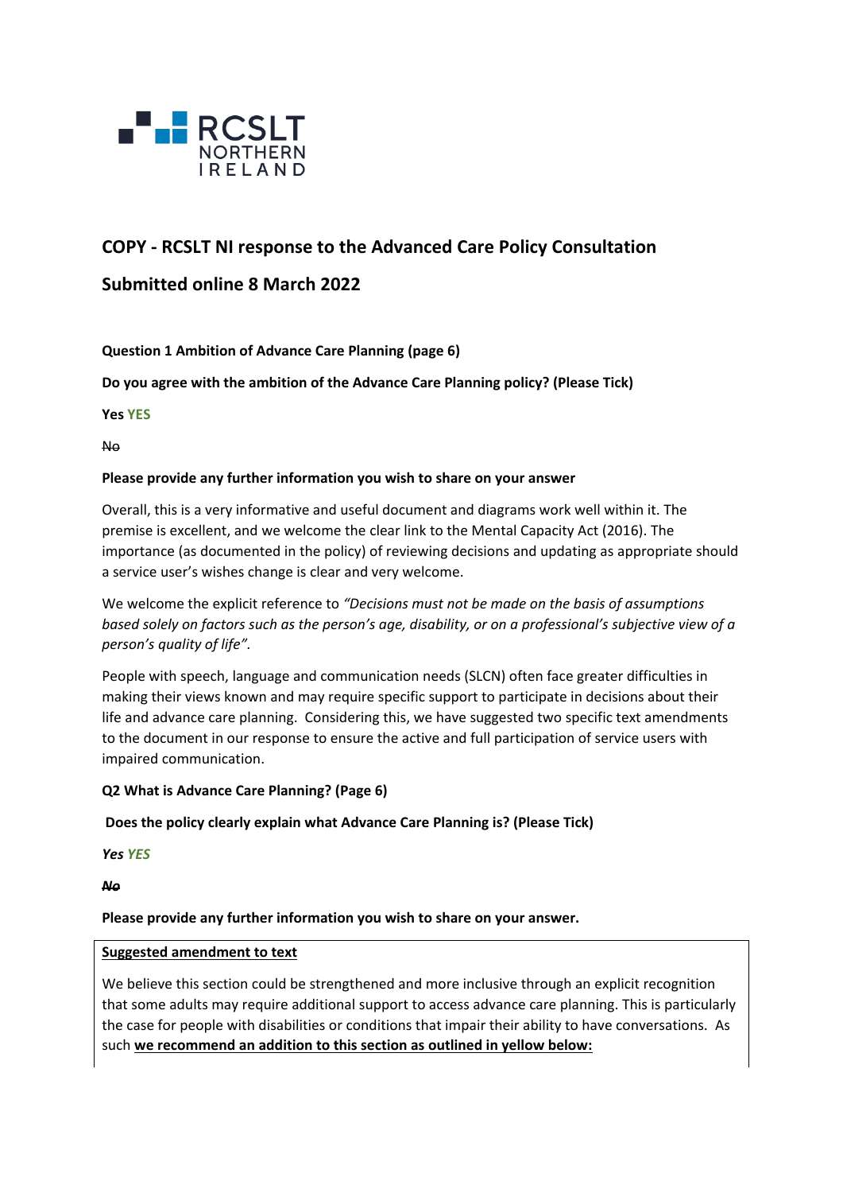RCSLT NORTHERN IRELAND

# COPY - RCSLT NI response to the Advanced Care Policy Consultation

## Submitted online 8 March 2022

**Question 1 Ambition of Advance Care Planning (page 6)**

**Do you agree with the ambition of the Advance Care Planning policy? (Please Tick)**

**Yes YES**

~~No~~

**Please provide any further information you wish to share on your answer**

Overall, this is a very informative and useful document and diagrams work well within it. The premise is excellent, and we welcome the clear link to the Mental Capacity Act (2016). The importance (as documented in the policy) of reviewing decisions and updating as appropriate should a service user's wishes change is clear and very welcome.

We welcome the explicit reference to *"Decisions must not be made on the basis of assumptions based solely on factors such as the person's age, disability, or on a professional's subjective view of a person's quality of life".*

People with speech, language and communication needs (SLCN) often face greater difficulties in making their views known and may require specific support to participate in decisions about their life and advance care planning. Considering this, we have suggested two specific text amendments to the document in our response to ensure the active and full participation of service users with impaired communication.

**Q2 What is Advance Care Planning? (Page 6)**

**Does the policy clearly explain what Advance Care Planning is? (Please Tick)**

***Yes YES***

***~~No~~***

**Please provide any further information you wish to share on your answer.**

**Suggested amendment to text**

We believe this section could be strengthened and more inclusive through an explicit recognition that some adults may require additional support to access advance care planning. This is particularly the case for people with disabilities or conditions that impair their ability to have conversations. As such **we recommend an addition to this section as outlined in yellow below:**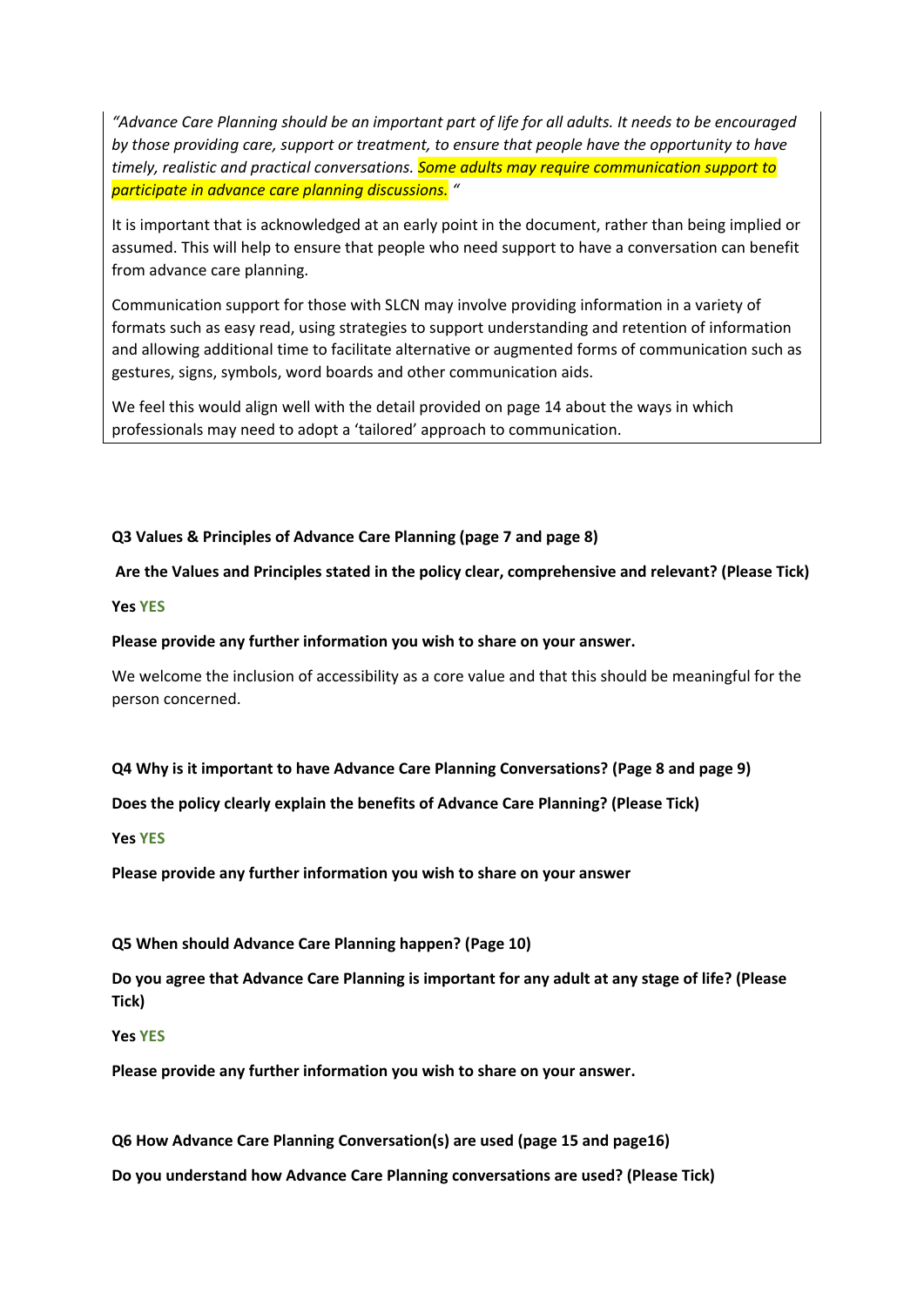*"Advance Care Planning should be an important part of life for all adults. It needs to be encouraged by those providing care, support or treatment, to ensure that people have the opportunity to have timely, realistic and practical conversations. Some adults may require communication support to participate in advance care planning discussions. "*

It is important that is acknowledged at an early point in the document, rather than being implied or assumed. This will help to ensure that people who need support to have a conversation can benefit from advance care planning.

Communication support for those with SLCN may involve providing information in a variety of formats such as easy read, using strategies to support understanding and retention of information and allowing additional time to facilitate alternative or augmented forms of communication such as gestures, signs, symbols, word boards and other communication aids.

We feel this would align well with the detail provided on page 14 about the ways in which professionals may need to adopt a 'tailored' approach to communication.

**Q3 Values & Principles of Advance Care Planning (page 7 and page 8)**

**Are the Values and Principles stated in the policy clear, comprehensive and relevant? (Please Tick)**

**Yes YES**

**Please provide any further information you wish to share on your answer.**

We welcome the inclusion of accessibility as a core value and that this should be meaningful for the person concerned.

**Q4 Why is it important to have Advance Care Planning Conversations? (Page 8 and page 9)**

**Does the policy clearly explain the benefits of Advance Care Planning? (Please Tick)**

**Yes YES**

**Please provide any further information you wish to share on your answer**

**Q5 When should Advance Care Planning happen? (Page 10)**

**Do you agree that Advance Care Planning is important for any adult at any stage of life? (Please Tick)**

**Yes YES**

**Please provide any further information you wish to share on your answer.**

**Q6 How Advance Care Planning Conversation(s) are used (page 15 and page16)**

**Do you understand how Advance Care Planning conversations are used? (Please Tick)**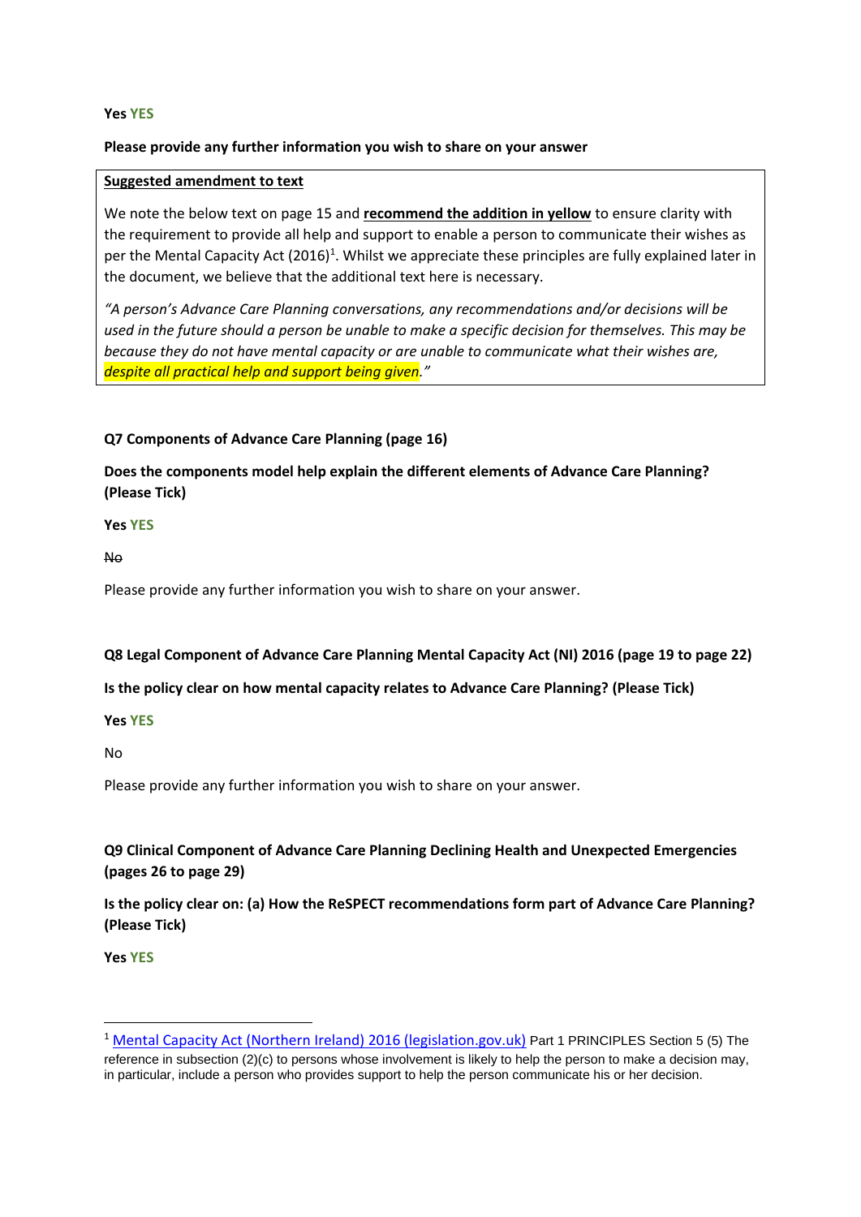**Yes YES**

**Please provide any further information you wish to share on your answer**

**Suggested amendment to text**

We note the below text on page 15 and **recommend the addition in yellow** to ensure clarity with the requirement to provide all help and support to enable a person to communicate their wishes as per the Mental Capacity Act (2016)[1]. Whilst we appreciate these principles are fully explained later in the document, we believe that the additional text here is necessary.

*"A person's Advance Care Planning conversations, any recommendations and/or decisions will be used in the future should a person be unable to make a specific decision for themselves. This may be because they do not have mental capacity or are unable to communicate what their wishes are, despite all practical help and support being given."*

**Q7 Components of Advance Care Planning (page 16)**

**Does the components model help explain the different elements of Advance Care Planning? (Please Tick)**

**Yes YES**

~~No~~

Please provide any further information you wish to share on your answer.

**Q8 Legal Component of Advance Care Planning Mental Capacity Act (NI) 2016 (page 19 to page 22)**

**Is the policy clear on how mental capacity relates to Advance Care Planning? (Please Tick)**

**Yes YES**

No

Please provide any further information you wish to share on your answer.

**Q9 Clinical Component of Advance Care Planning Declining Health and Unexpected Emergencies (pages 26 to page 29)**

**Is the policy clear on: (a) How the ReSPECT recommendations form part of Advance Care Planning? (Please Tick)**

**Yes YES**

---

[1] Mental Capacity Act (Northern Ireland) 2016 (legislation.gov.uk) Part 1 PRINCIPLES Section 5 (5) The reference in subsection (2)(c) to persons whose involvement is likely to help the person to make a decision may, in particular, include a person who provides support to help the person communicate his or her decision.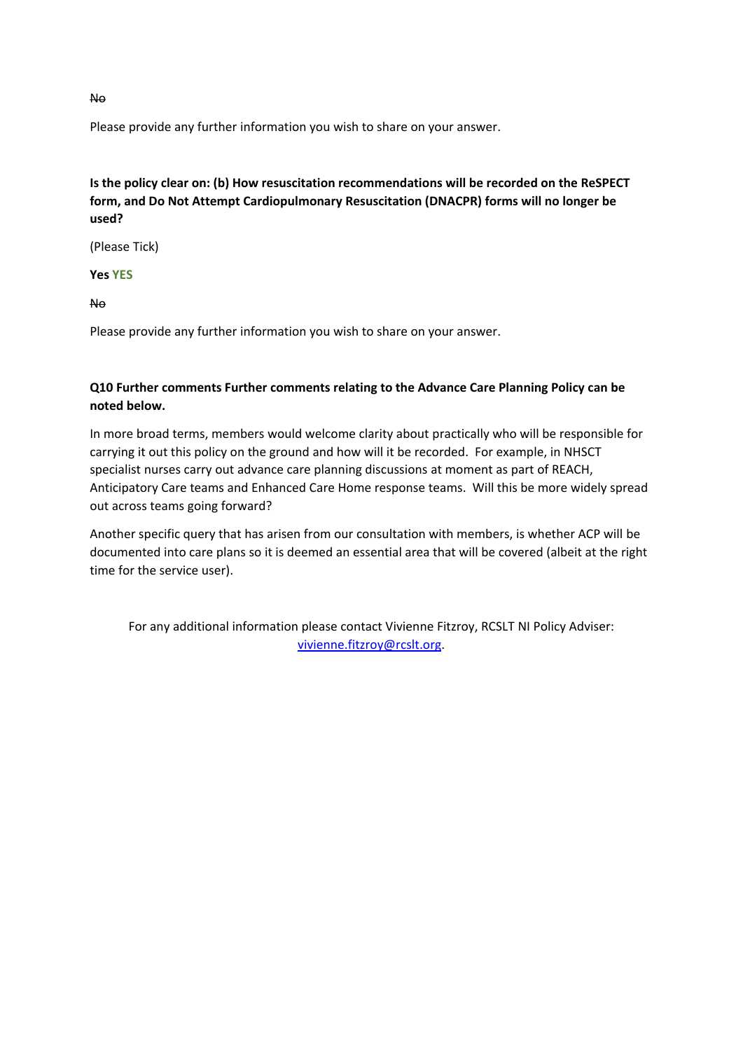~~No~~

Please provide any further information you wish to share on your answer.

**Is the policy clear on: (b) How resuscitation recommendations will be recorded on the ReSPECT form, and Do Not Attempt Cardiopulmonary Resuscitation (DNACPR) forms will no longer be used?**

(Please Tick)

**Yes YES**

~~No~~

Please provide any further information you wish to share on your answer.

**Q10 Further comments Further comments relating to the Advance Care Planning Policy can be noted below.**

In more broad terms, members would welcome clarity about practically who will be responsible for carrying it out this policy on the ground and how will it be recorded. For example, in NHSCT specialist nurses carry out advance care planning discussions at moment as part of REACH, Anticipatory Care teams and Enhanced Care Home response teams. Will this be more widely spread out across teams going forward?

Another specific query that has arisen from our consultation with members, is whether ACP will be documented into care plans so it is deemed an essential area that will be covered (albeit at the right time for the service user).

For any additional information please contact Vivienne Fitzroy, RCSLT NI Policy Adviser: vivienne.fitzroy@rcslt.org.